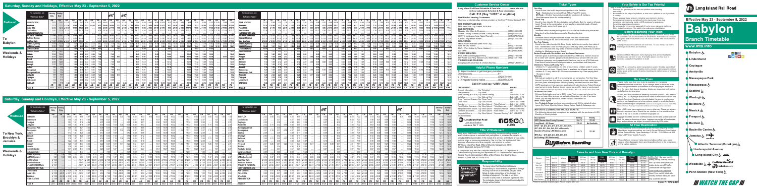# Long Island Rail Road

## Effective Sep 23 - September 5, 2022

# Babylon

## Branch Timetable

www.mta.info

- Babylon
- Lindenhurst
- Copiague
- Amityville
- Massapequa Park
- Massapequa
- Seaford
- Wantagh
- Bellmore
- Merrick
- Freeport
- Baldwin
- Rockville Centre
- Jamaica
- Hunterspoint Avenue
- Long Island City
- Atlantic Terminal (Brooklyn)
- Woodside
- Penn Station (New York)

## WATCH THE GAP

---

## Saturday, Sunday and Holidays, Effective Sep 23 - September 5, 2022

### Eastbound — To Babylon — Weekends & Holidays

| Stations |
|---|
| PENN STATION |
| Woodside |
| Hunterspoint Ave |
| Long Island City |
| ATLANTIC TERMINAL |
| Nostrand Avenue |
| East New York |
| JAMAICA (Arrive) |
| JAMAICA (Leave) |
| Rockville Centre |
| Baldwin |
| Freeport |
| Merrick |
| Bellmore |
| Wantagh |
| Seaford |
| Massapequa |
| Massapequa Park |
| Amityville |
| Copiague |
| Lindenhurst |
| BABYLON |
| Train # |

### Westbound — To New York, Brooklyn & Jamaica — Weekends & Holidays

| Stations |
|---|
| BABYLON |
| Lindenhurst |
| Copiague |
| Amityville |
| Massapequa Park |
| Massapequa |
| Seaford |
| Wantagh |
| Bellmore |
| Merrick |
| Freeport |
| Baldwin |
| Rockville Centre |
| JAMAICA (Arrive) |
| JAMAICA (Leave) |
| East New York |
| Nostrand Avenue |
| ATLANTIC TERMINAL |
| Long Island City |
| Hunterspoint Ave |
| Woodside |
| PENN STATION |
| Train # |

---

## Customer Service Center

Long Island Rail Road Schedule & Fare Info ........................ www.mta.info

24-hour automated Schedule & Fare information

**Call 511 (Say "LIRR" at anytime)**

## Helpful Phone Numbers

**Call 511 and say "LIRR", then:**

## Title VI Statement

## Responsibility

---

## Ticket Types

## Fares to and from New York and Brooklyn

---

## Your Safety Is Our Top Priority!

## Before Boarding Your Train

## On Your Train

## At Your Destination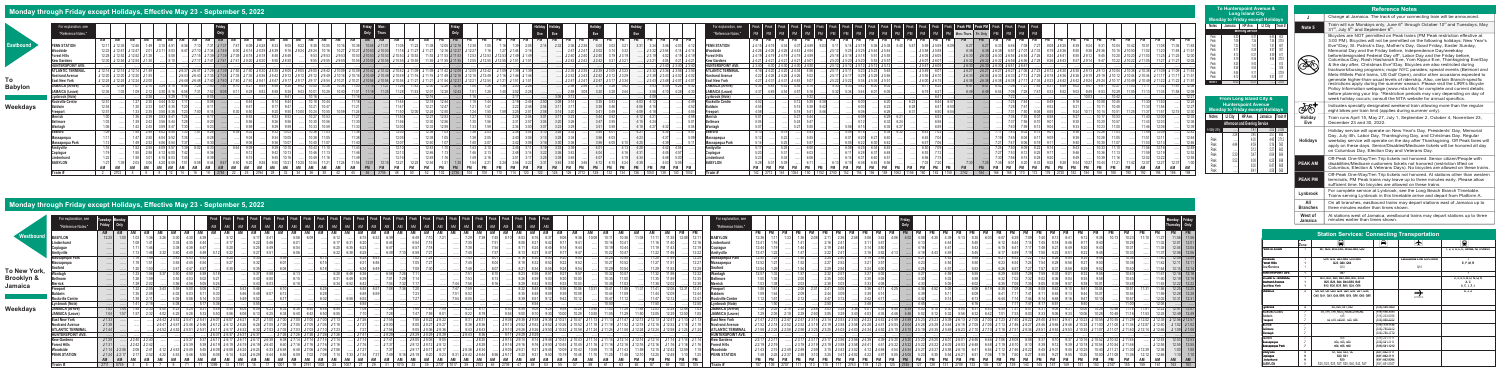## Monday through Friday except Holidays, Effective May 23 - September 5, 2022

### Eastbound — To Babylon — Weekdays

Stations: PENN STATION, Woodside, Hunterspoint Ave, Long Island City, Kew Gardens, ATLANTIC TERMINAL, Nostrand Avenue, East New York, JAMAICA (Arrive), JAMAICA (Leave), Lynbrook, Rockville Centre, Baldwin, Freeport, Merrick, Bellmore, Wantagh, Seaford, Massapequa, Massapequa Park, Amityville, Copiague, Lindenhurst, BABYLON

## Monday through Friday except Holidays, Effective May 23 - September 5, 2022

### Westbound — To New York, Brooklyn & Jamaica — Weekdays

Stations: BABYLON, Lindenhurst, Copiague, Amityville, Massapequa Park, Massapequa, Seaford, Wantagh, Bellmore, Merrick, Freeport, Baldwin, Rockville Centre, Lynbrook, JAMAICA (Arrive), JAMAICA (Leave), East New York, Nostrand Avenue, ATLANTIC TERMINAL, Kew Gardens, Forest Hills, Woodside, PENN STATION

### To Hunterspoint Avenue & Long Island City — Monday to Friday except Holidays

### From Long Island City & Hunterspoint Avenue — Monday to Friday except Holidays

## Reference Notes

| | |
|---|---|
| J | Change at Jamaica. The track of your connecting train will be announced. |
| Note 5 | Train will run Mondays only, June 6th through October 10th and Tuesdays, May 31st, July 5th and September 6th. |
| Bicycles | Bicycles are NOT permitted on Peak trains (PM Peak restriction effective at 3:00 PM). Bicycles are also not permitted on certain holidays and on other days when special events or crowded conditions occur. |
| Holiday Eve | Train runs April 15, May 27, July 1, September 2, October 4, November 23, December 23 and 30, 2022. |
| Holidays | Holiday service will operate on New Year's Day, Presidents' Day, Memorial Day, July 4th, Labor Day, Thanksgiving Day, and Christmas Day. Regular weekday service will operate on the day after Thanksgiving. Off-Peak fares will apply on these days. |
| PEAK AM | Off-Peak One-Way/Ten-Trip tickets not honored. Senior/Disabled/Medicare reduced fare tickets not honored on AM peak trains. |
| PEAK PM | Off-Peak One-Way/Ten-Trip tickets not honored. At stations other than western terminals, PM Peak trains may leave up to three minutes early. Please allow sufficient time. No bicycles are allowed on these trains. |
| Lynbrook | For complete service at Lynbrook, see the Long Beach Branch Timetable. Trains serving Lynbrook in this timetable arrive and depart from Platform A. |
| All Branches | On all branches, westbound trains may depart stations up to three minutes earlier than times shown. |
| West of Jamaica | At stations west of Jamaica, westbound trains may depart stations up to five minutes earlier than times shown. |

## Station Services: Connecting Transportation